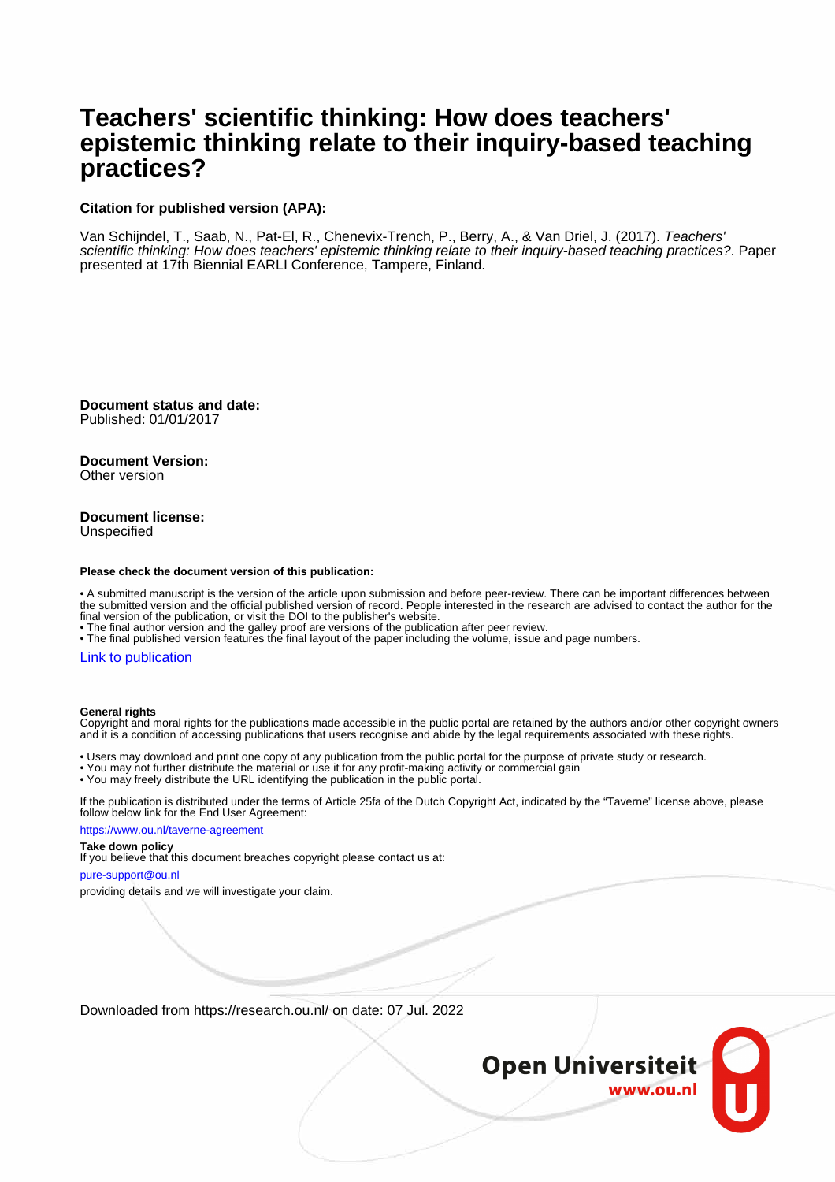# Teachers' scientific thinking: How does teachers' epistemic thinking relate to their inquiry-based teaching practices?

**Citation for published version (APA):**

Van Schijndel, T., Saab, N., Pat-El, R., Chenevix-Trench, P., Berry, A., & Van Driel, J. (2017). *Teachers' scientific thinking: How does teachers' epistemic thinking relate to their inquiry-based teaching practices?*. Paper presented at 17th Biennial EARLI Conference, Tampere, Finland.

**Document status and date:**
Published: 01/01/2017

**Document Version:**
Other version

**Document license:**
Unspecified

**Please check the document version of this publication:**

• A submitted manuscript is the version of the article upon submission and before peer-review. There can be important differences between the submitted version and the official published version of record. People interested in the research are advised to contact the author for the final version of the publication, or visit the DOI to the publisher's website.
• The final author version and the galley proof are versions of the publication after peer review.
• The final published version features the final layout of the paper including the volume, issue and page numbers.

Link to publication

**General rights**
Copyright and moral rights for the publications made accessible in the public portal are retained by the authors and/or other copyright owners and it is a condition of accessing publications that users recognise and abide by the legal requirements associated with these rights.

• Users may download and print one copy of any publication from the public portal for the purpose of private study or research.
• You may not further distribute the material or use it for any profit-making activity or commercial gain
• You may freely distribute the URL identifying the publication in the public portal.

If the publication is distributed under the terms of Article 25fa of the Dutch Copyright Act, indicated by the "Taverne" license above, please follow below link for the End User Agreement:

https://www.ou.nl/taverne-agreement

**Take down policy**
If you believe that this document breaches copyright please contact us at:

pure-support@ou.nl

providing details and we will investigate your claim.

Downloaded from https://research.ou.nl/ on date: 07 Jul. 2022

Open Universiteit
www.ou.nl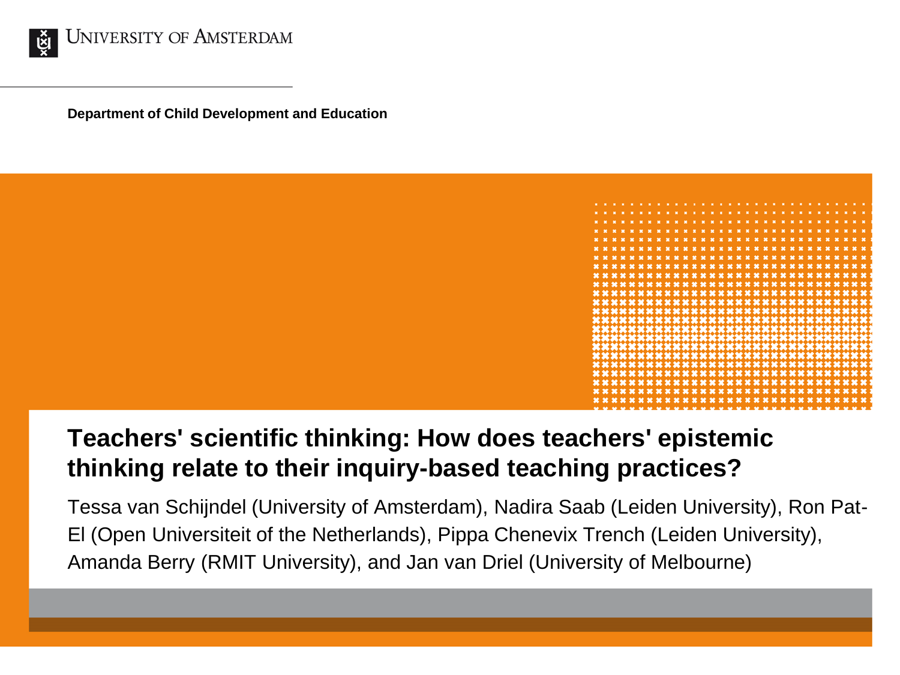University of Amsterdam

**Department of Child Development and Education**

# Teachers' scientific thinking: How does teachers' epistemic thinking relate to their inquiry-based teaching practices?

Tessa van Schijndel (University of Amsterdam), Nadira Saab (Leiden University), Ron Pat-El (Open Universiteit of the Netherlands), Pippa Chenevix Trench (Leiden University), Amanda Berry (RMIT University), and Jan van Driel (University of Melbourne)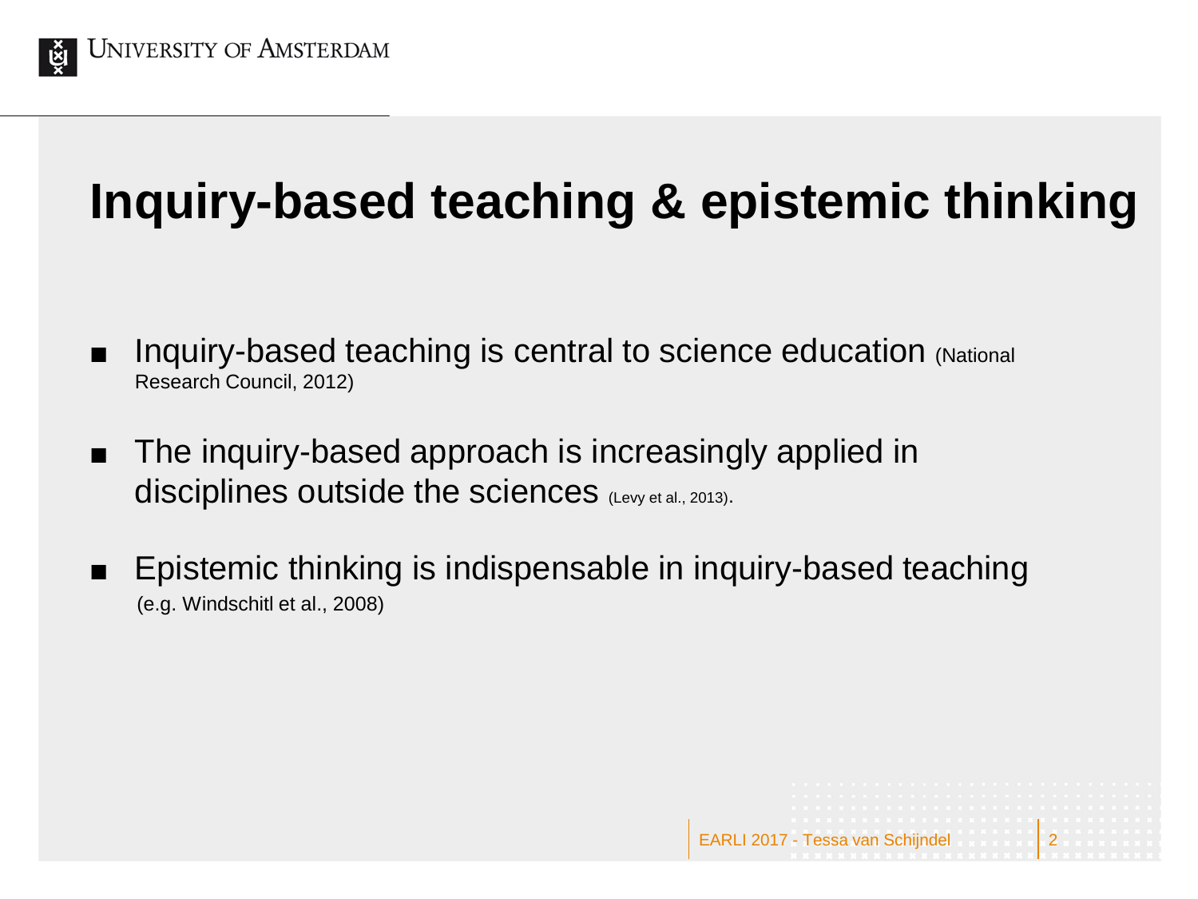# Inquiry-based teaching & epistemic thinking

- Inquiry-based teaching is central to science education (National Research Council, 2012)
- The inquiry-based approach is increasingly applied in disciplines outside the sciences (Levy et al., 2013).
- Epistemic thinking is indispensable in inquiry-based teaching (e.g. Windschitl et al., 2008)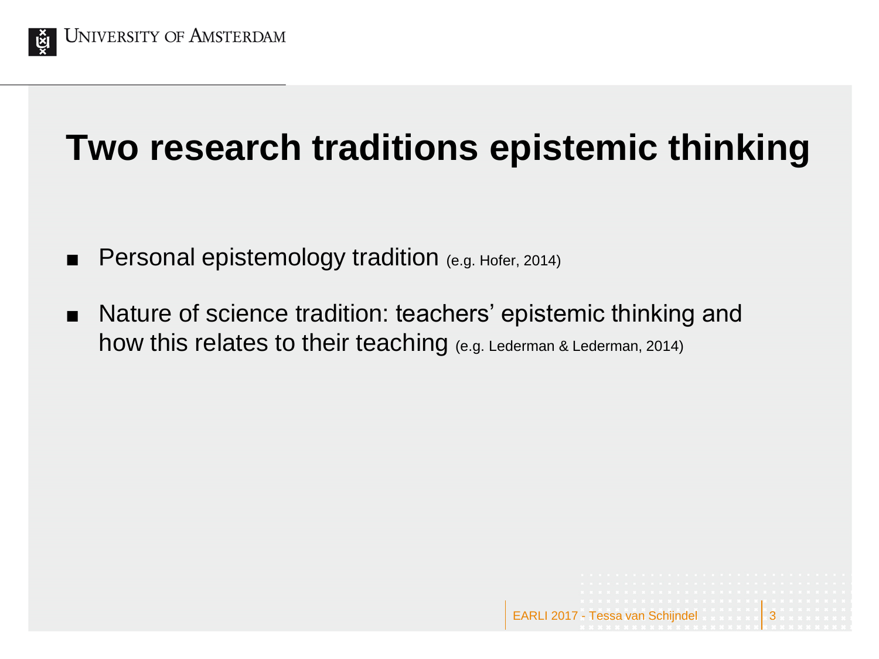# Two research traditions epistemic thinking

- Personal epistemology tradition (e.g. Hofer, 2014)
- Nature of science tradition: teachers' epistemic thinking and how this relates to their teaching (e.g. Lederman & Lederman, 2014)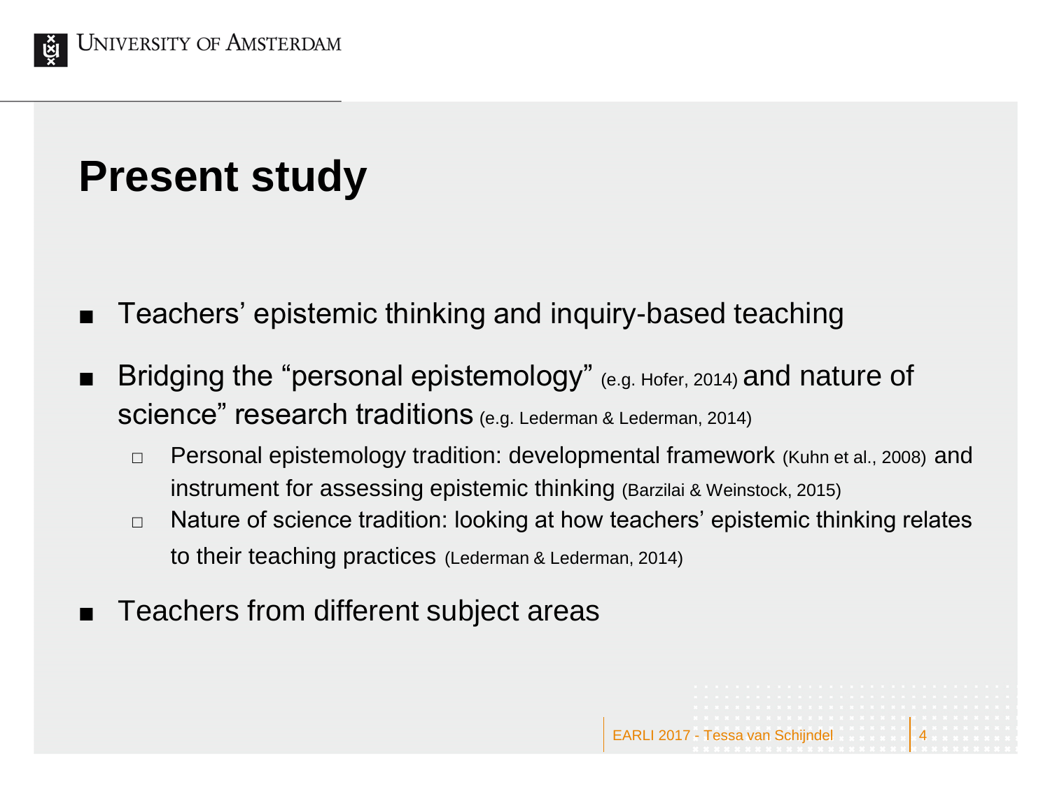# Present study

- Teachers' epistemic thinking and inquiry-based teaching
- Bridging the "personal epistemology" (e.g. Hofer, 2014) and nature of science" research traditions (e.g. Lederman & Lederman, 2014)
  - Personal epistemology tradition: developmental framework (Kuhn et al., 2008) and instrument for assessing epistemic thinking (Barzilai & Weinstock, 2015)
  - Nature of science tradition: looking at how teachers' epistemic thinking relates to their teaching practices (Lederman & Lederman, 2014)
- Teachers from different subject areas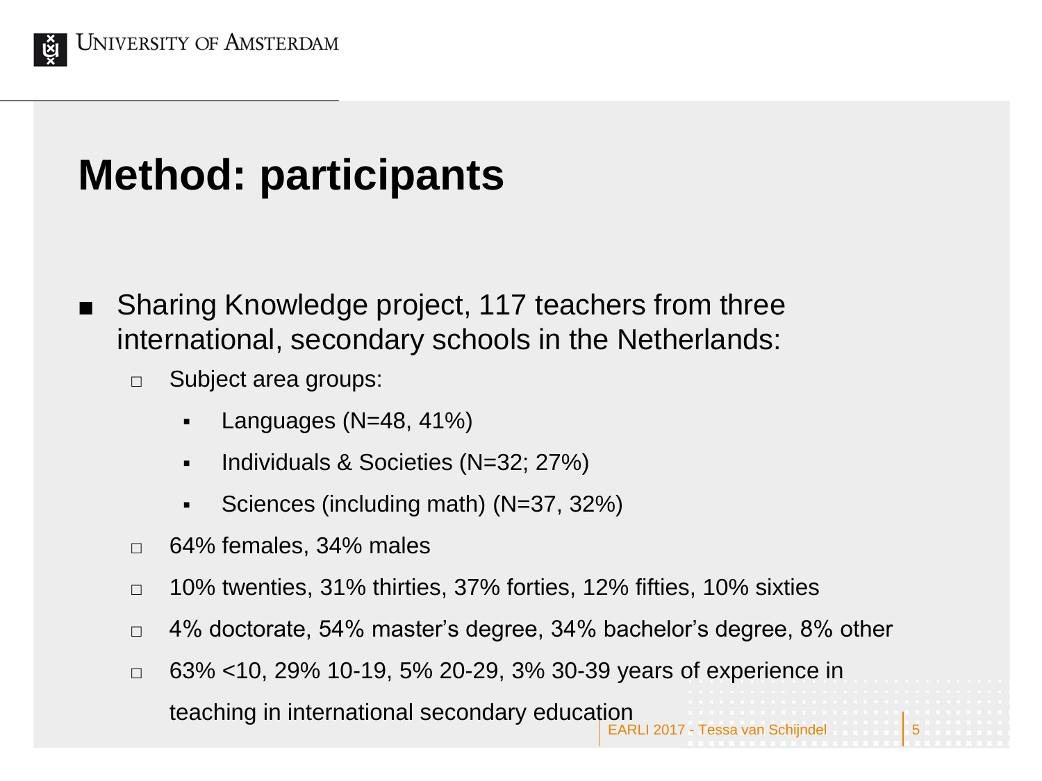# Method: participants

- Sharing Knowledge project, 117 teachers from three international, secondary schools in the Netherlands:
  - Subject area groups:
    - Languages (N=48, 41%)
    - Individuals & Societies (N=32; 27%)
    - Sciences (including math) (N=37, 32%)
  - 64% females, 34% males
  - 10% twenties, 31% thirties, 37% forties, 12% fifties, 10% sixties
  - 4% doctorate, 54% master's degree, 34% bachelor's degree, 8% other
  - 63% <10, 29% 10-19, 5% 20-29, 3% 30-39 years of experience in teaching in international secondary education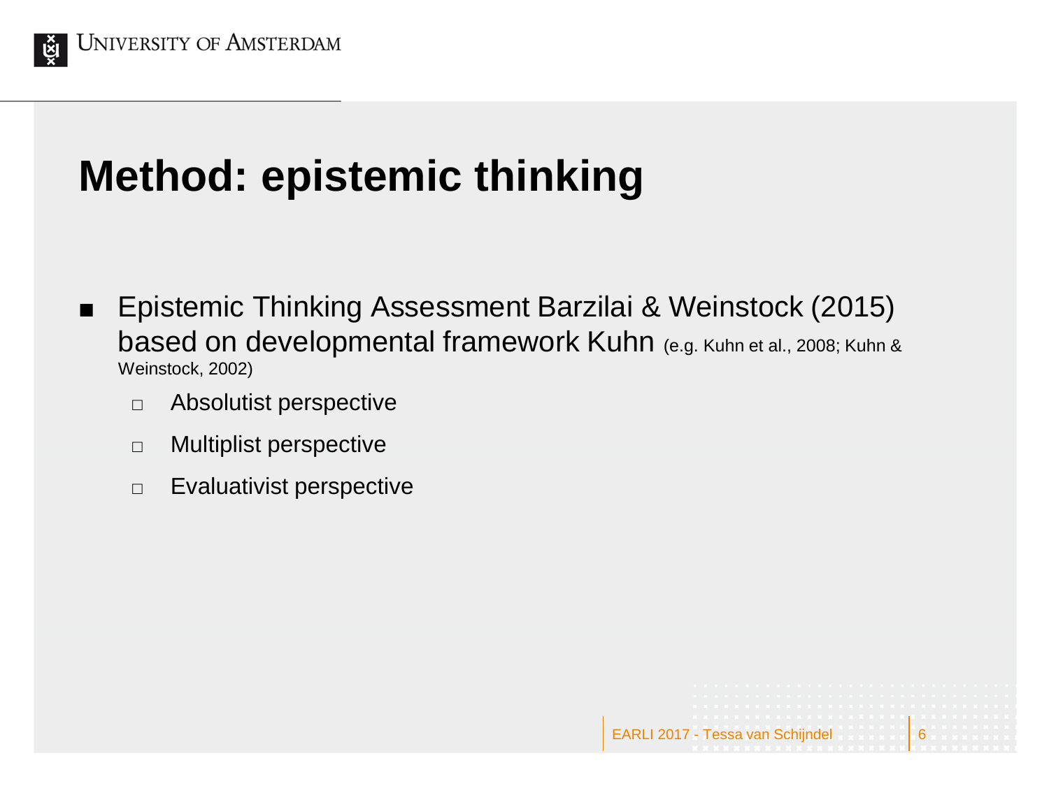# Method: epistemic thinking

- Epistemic Thinking Assessment Barzilai & Weinstock (2015) based on developmental framework Kuhn (e.g. Kuhn et al., 2008; Kuhn & Weinstock, 2002)
  - Absolutist perspective
  - Multiplist perspective
  - Evaluativist perspective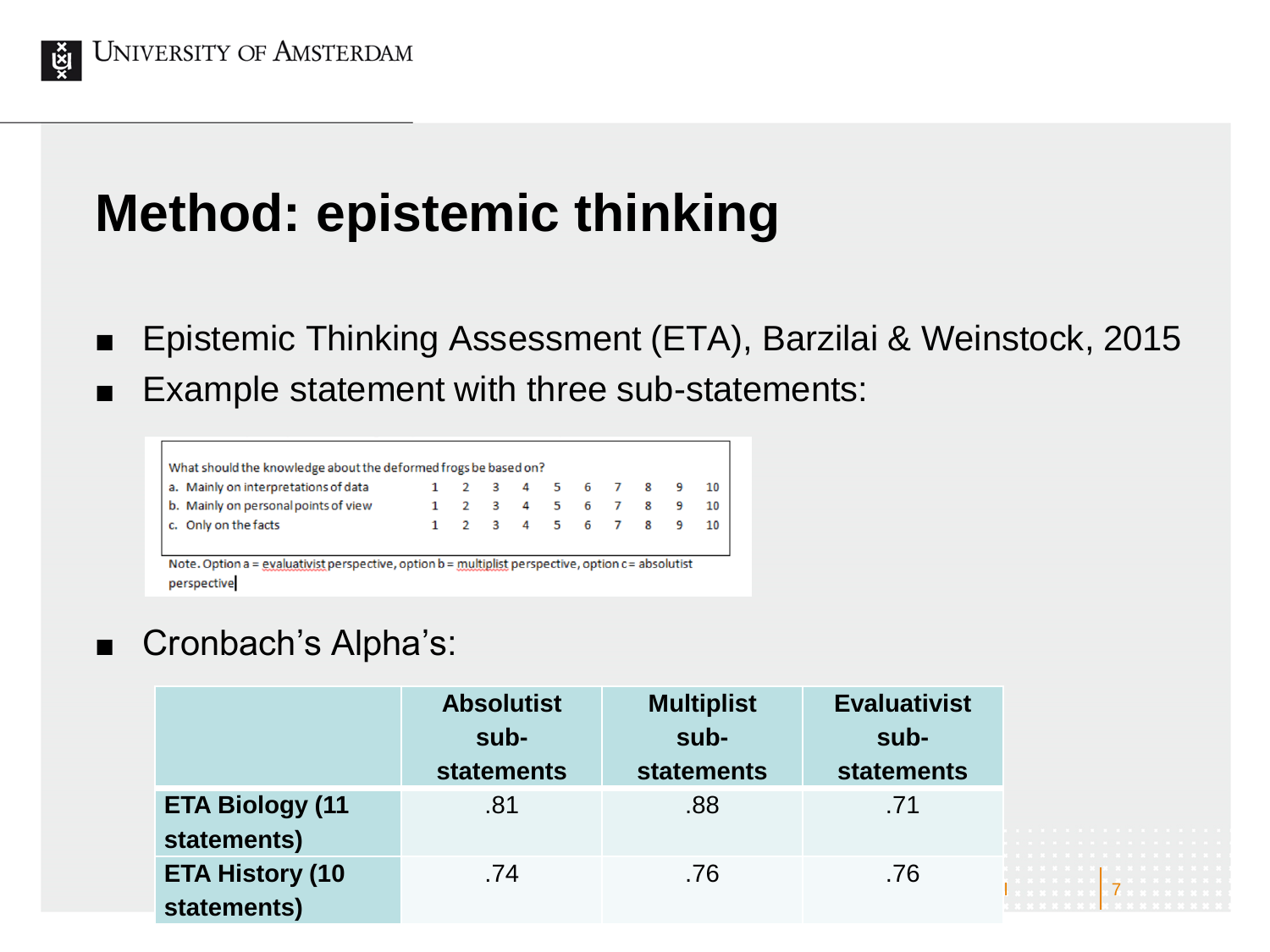# Method: epistemic thinking

- Epistemic Thinking Assessment (ETA), Barzilai & Weinstock, 2015
- Example statement with three sub-statements:

| What should the knowledge about the deformed frogs be based on? | | | | | | | | | | |
|---|---|---|---|---|---|---|---|---|---|---|
| a. Mainly on interpretations of data | 1 | 2 | 3 | 4 | 5 | 6 | 7 | 8 | 9 | 10 |
| b. Mainly on personal points of view | 1 | 2 | 3 | 4 | 5 | 6 | 7 | 8 | 9 | 10 |
| c. Only on the facts | 1 | 2 | 3 | 4 | 5 | 6 | 7 | 8 | 9 | 10 |

Note. Option a = evaluativist perspective, option b = multiplist perspective, option c = absolutist perspective

- Cronbach's Alpha's:

| | Absolutist sub-statements | Multiplist sub-statements | Evaluativist sub-statements |
|---|---|---|---|
| **ETA Biology (11 statements)** | .81 | .88 | .71 |
| **ETA History (10 statements)** | .74 | .76 | .76 |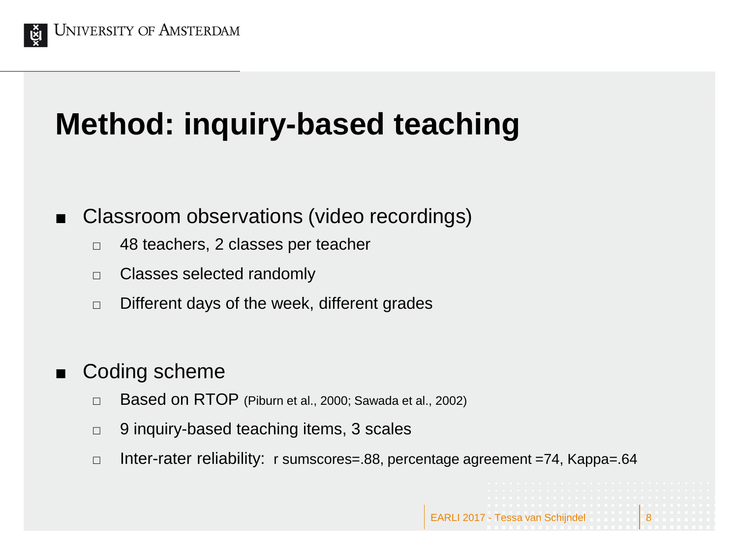# Method: inquiry-based teaching

- Classroom observations (video recordings)
  - 48 teachers, 2 classes per teacher
  - Classes selected randomly
  - Different days of the week, different grades

- Coding scheme
  - Based on RTOP (Piburn et al., 2000; Sawada et al., 2002)
  - 9 inquiry-based teaching items, 3 scales
  - Inter-rater reliability: r sumscores=.88, percentage agreement =74, Kappa=.64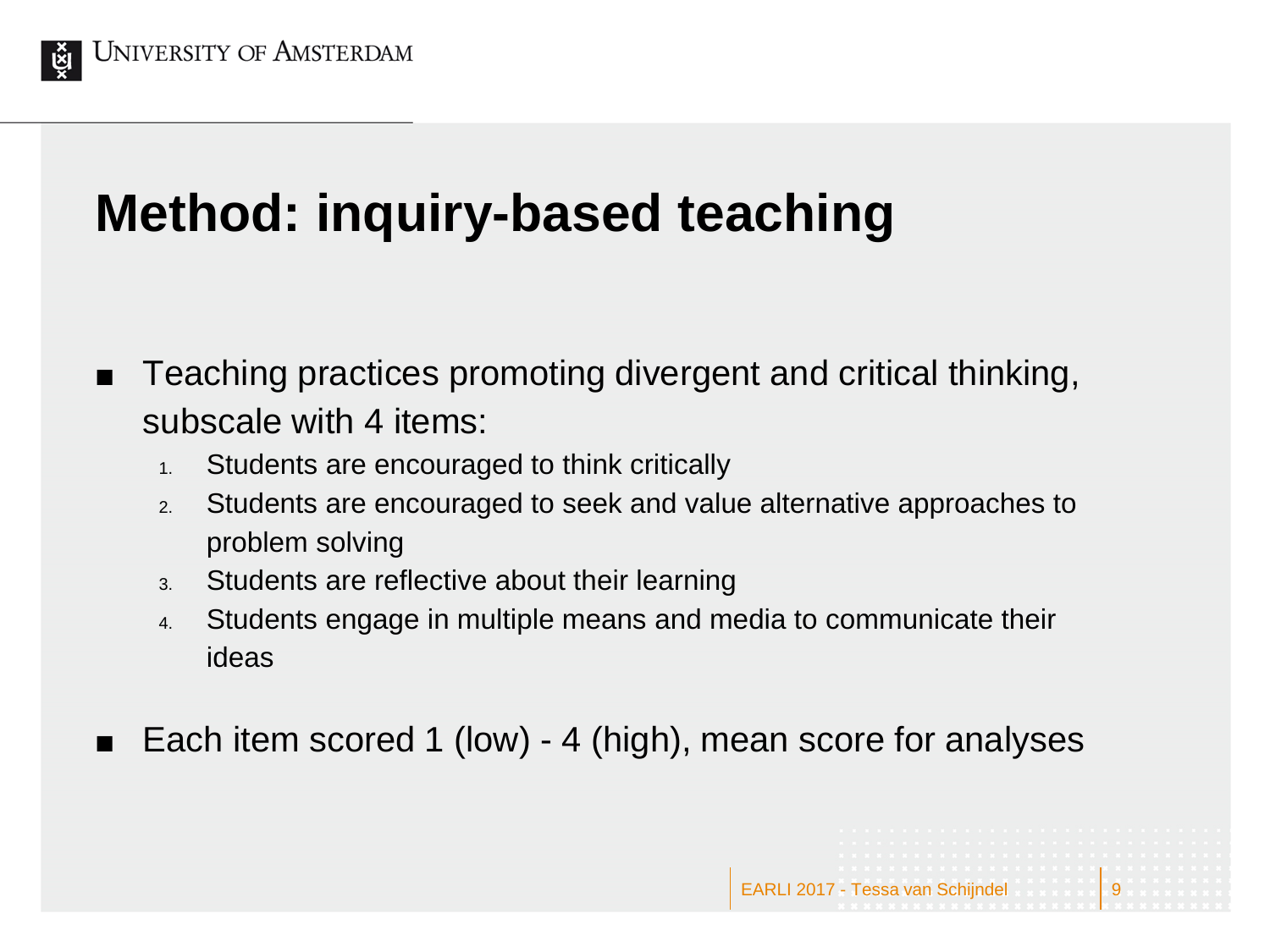# Method: inquiry-based teaching

- Teaching practices promoting divergent and critical thinking, subscale with 4 items:
    1. Students are encouraged to think critically
    2. Students are encouraged to seek and value alternative approaches to problem solving
    3. Students are reflective about their learning
    4. Students engage in multiple means and media to communicate their ideas
- Each item scored 1 (low) - 4 (high), mean score for analyses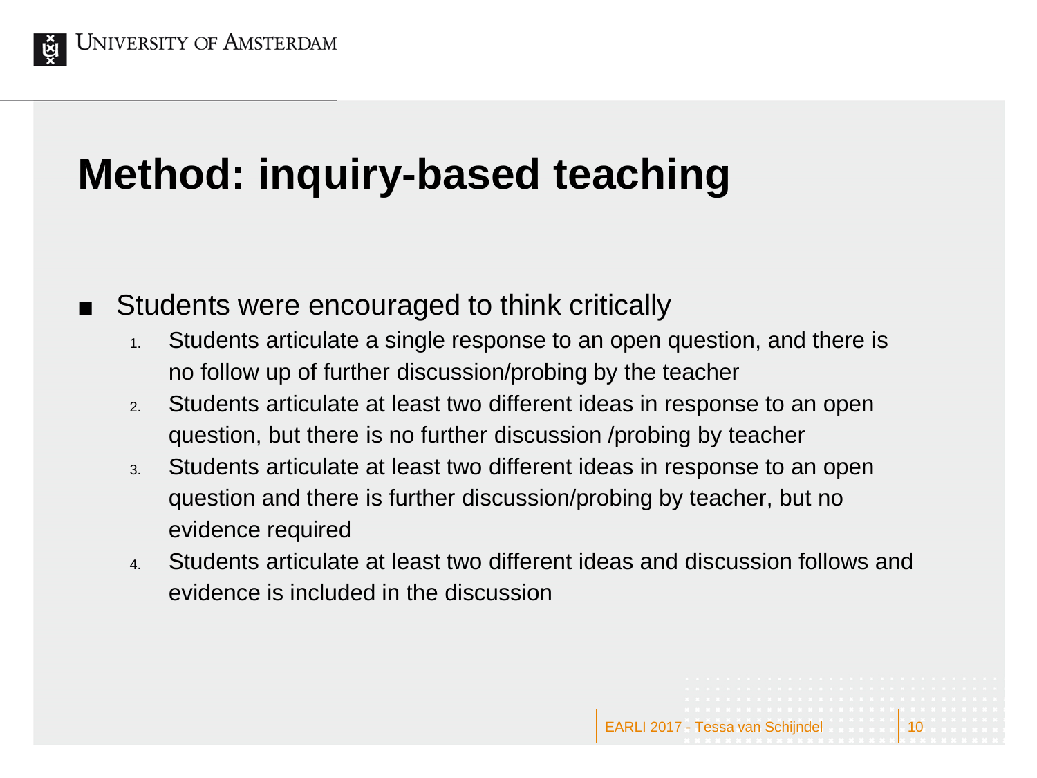# Method: inquiry-based teaching

- Students were encouraged to think critically
    1. Students articulate a single response to an open question, and there is no follow up of further discussion/probing by the teacher
    2. Students articulate at least two different ideas in response to an open question, but there is no further discussion /probing by teacher
    3. Students articulate at least two different ideas in response to an open question and there is further discussion/probing by teacher, but no evidence required
    4. Students articulate at least two different ideas and discussion follows and evidence is included in the discussion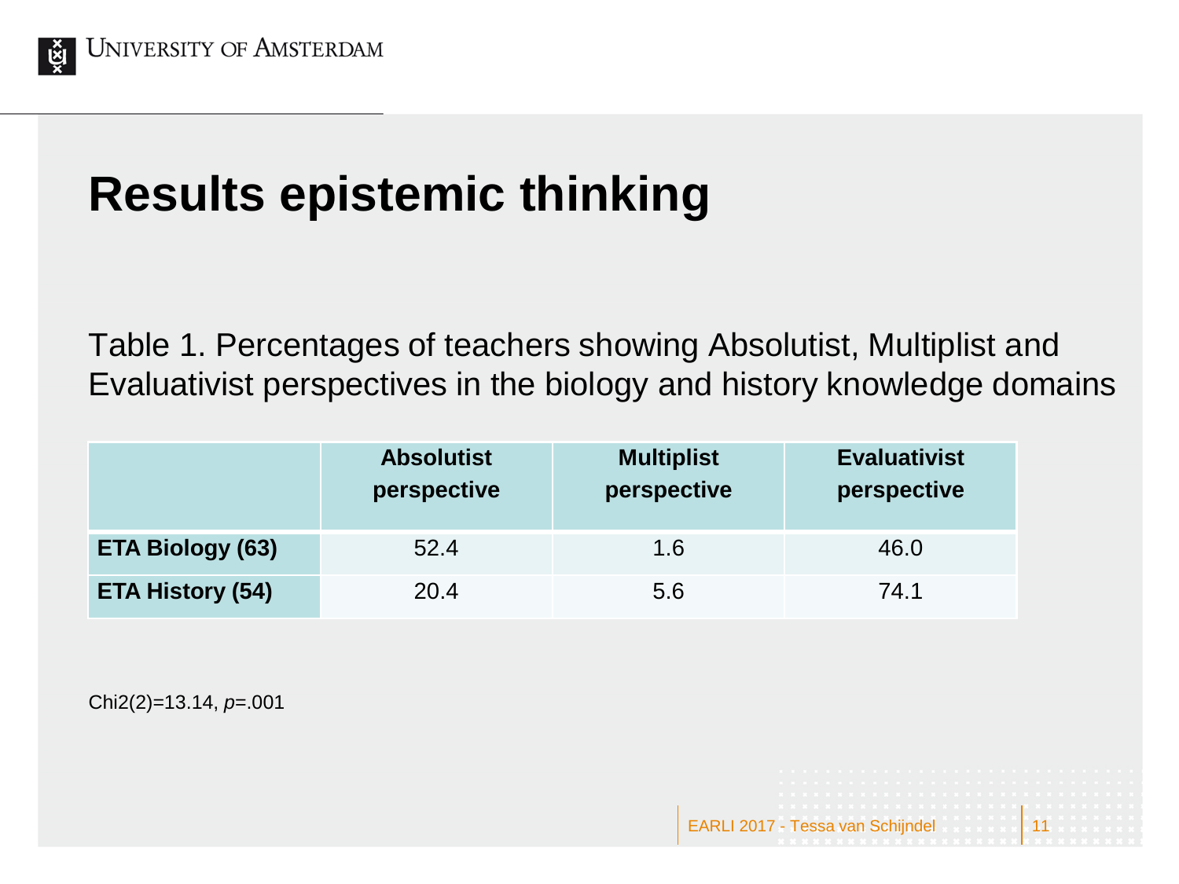# Results epistemic thinking

Table 1. Percentages of teachers showing Absolutist, Multiplist and Evaluativist perspectives in the biology and history knowledge domains

| | Absolutist perspective | Multiplist perspective | Evaluativist perspective |
|---|---|---|---|
| **ETA Biology (63)** | 52.4 | 1.6 | 46.0 |
| **ETA History (54)** | 20.4 | 5.6 | 74.1 |

$Chi2(2)=13.14$, $p=.001$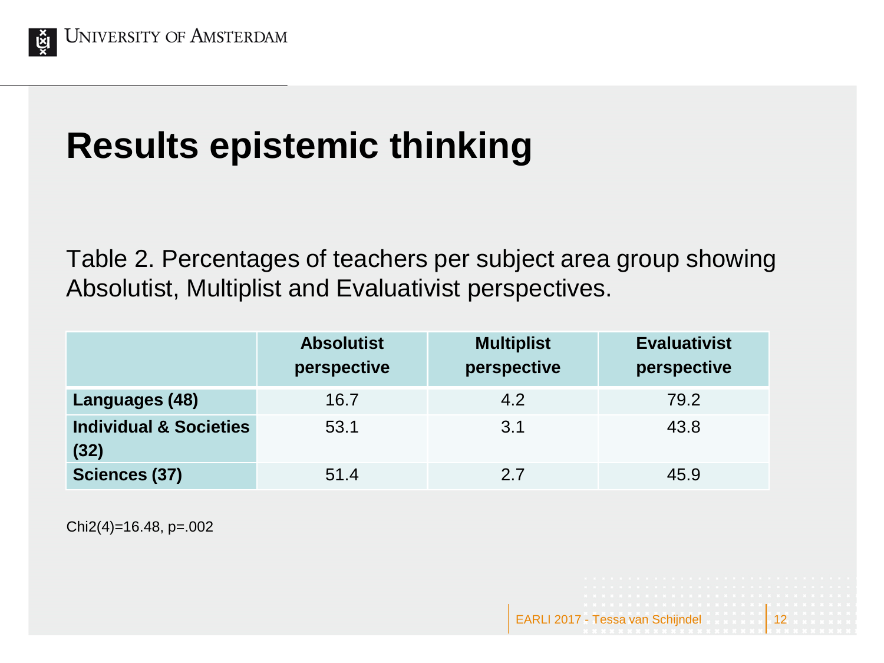# Results epistemic thinking

Table 2. Percentages of teachers per subject area group showing Absolutist, Multiplist and Evaluativist perspectives.

| | **Absolutist perspective** | **Multiplist perspective** | **Evaluativist perspective** |
|---|---|---|---|
| **Languages (48)** | 16.7 | 4.2 | 79.2 |
| **Individual & Societies (32)** | 53.1 | 3.1 | 43.8 |
| **Sciences (37)** | 51.4 | 2.7 | 45.9 |

$Chi2(4)=16.48$, $p=.002$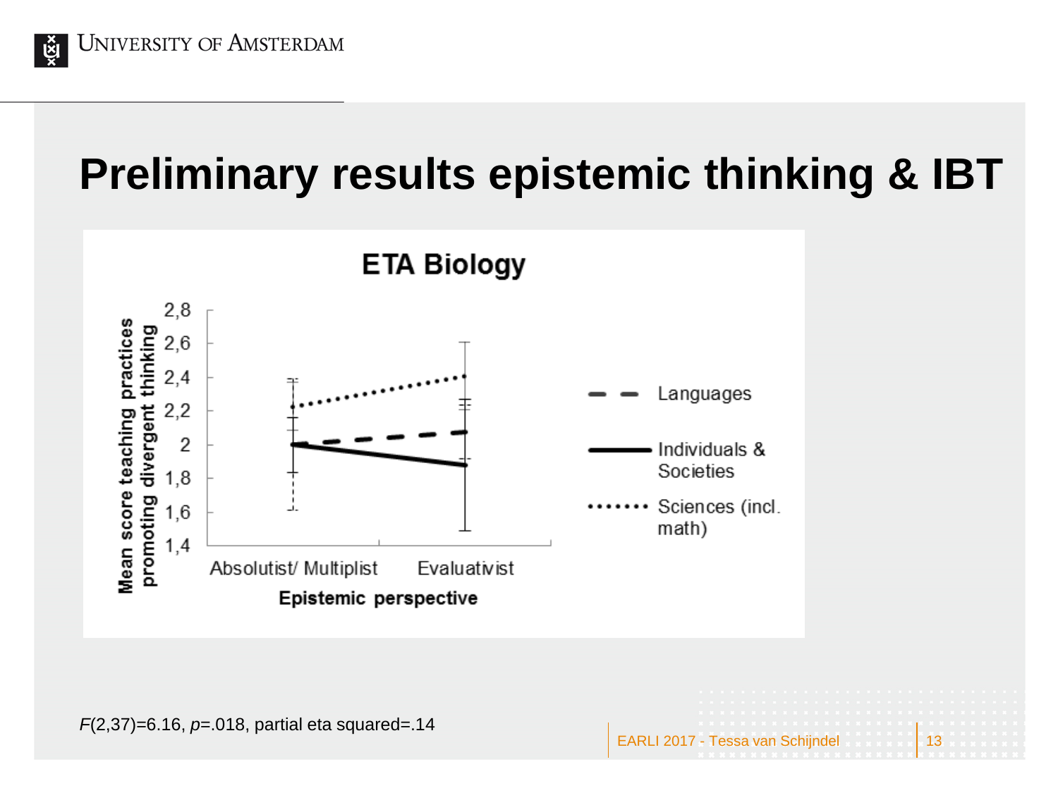# Preliminary results epistemic thinking & IBT

**ETA Biology**

Mean score teaching practices promoting divergent thinking

Epistemic perspective: Absolutist/ Multiplist, Evaluativist

Legend: Languages; Individuals & Societies; Sciences (incl. math)

*F*(2,37)=6.16, *p*=.018, partial eta squared=.14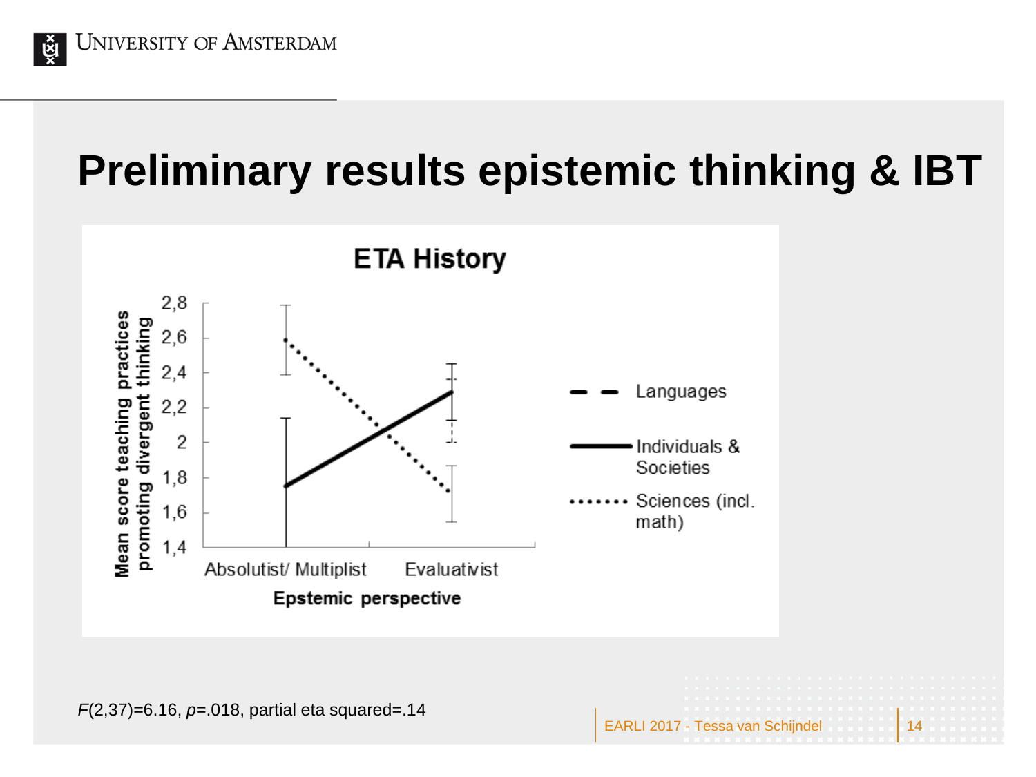# Preliminary results epistemic thinking & IBT

**ETA History**

Mean score teaching practices promoting divergent thinking

2,8
2,6
2,4
2,2
2
1,8
1,6
1,4

Absolutist/ Multiplist　Evaluativist

**Epstemic perspective**

Languages

Individuals & Societies

Sciences (incl. math)

$F(2,37)=6.16$, $p=.018$, partial eta squared=.14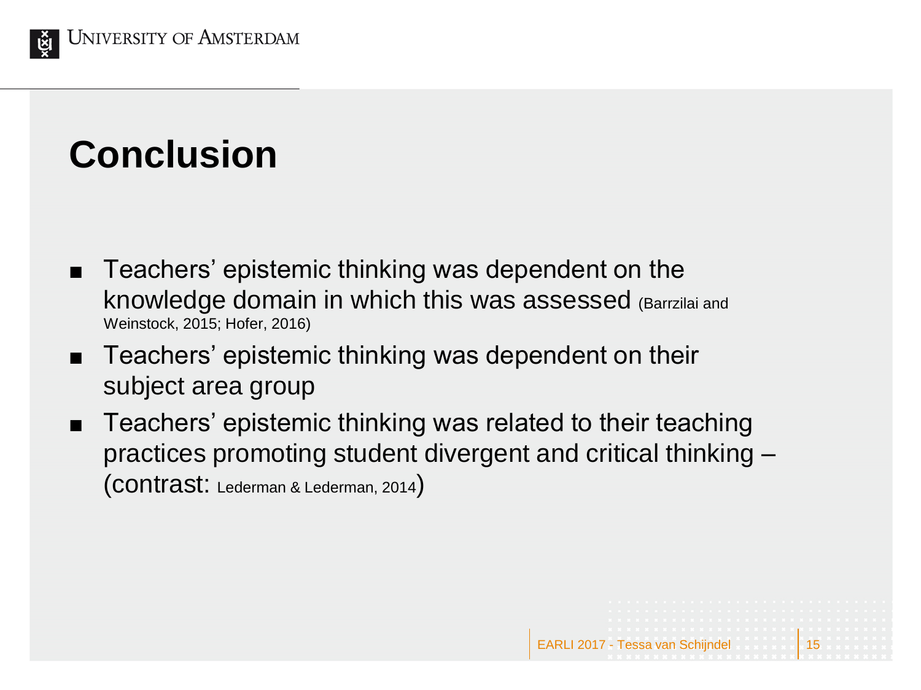# Conclusion

- Teachers' epistemic thinking was dependent on the knowledge domain in which this was assessed (Barrzilai and Weinstock, 2015; Hofer, 2016)
- Teachers' epistemic thinking was dependent on their subject area group
- Teachers' epistemic thinking was related to their teaching practices promoting student divergent and critical thinking – (contrast: Lederman & Lederman, 2014)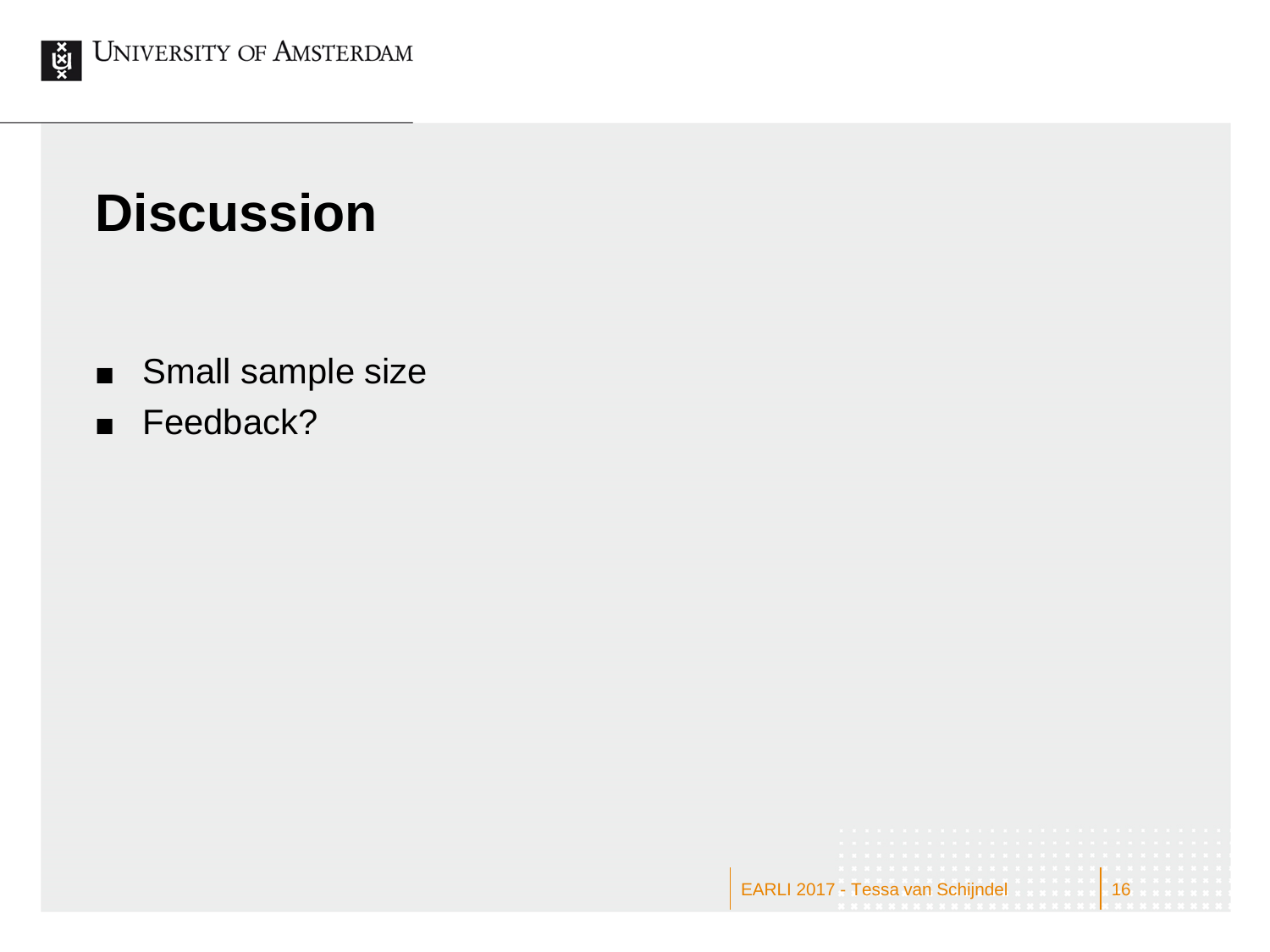# Discussion

- Small sample size
- Feedback?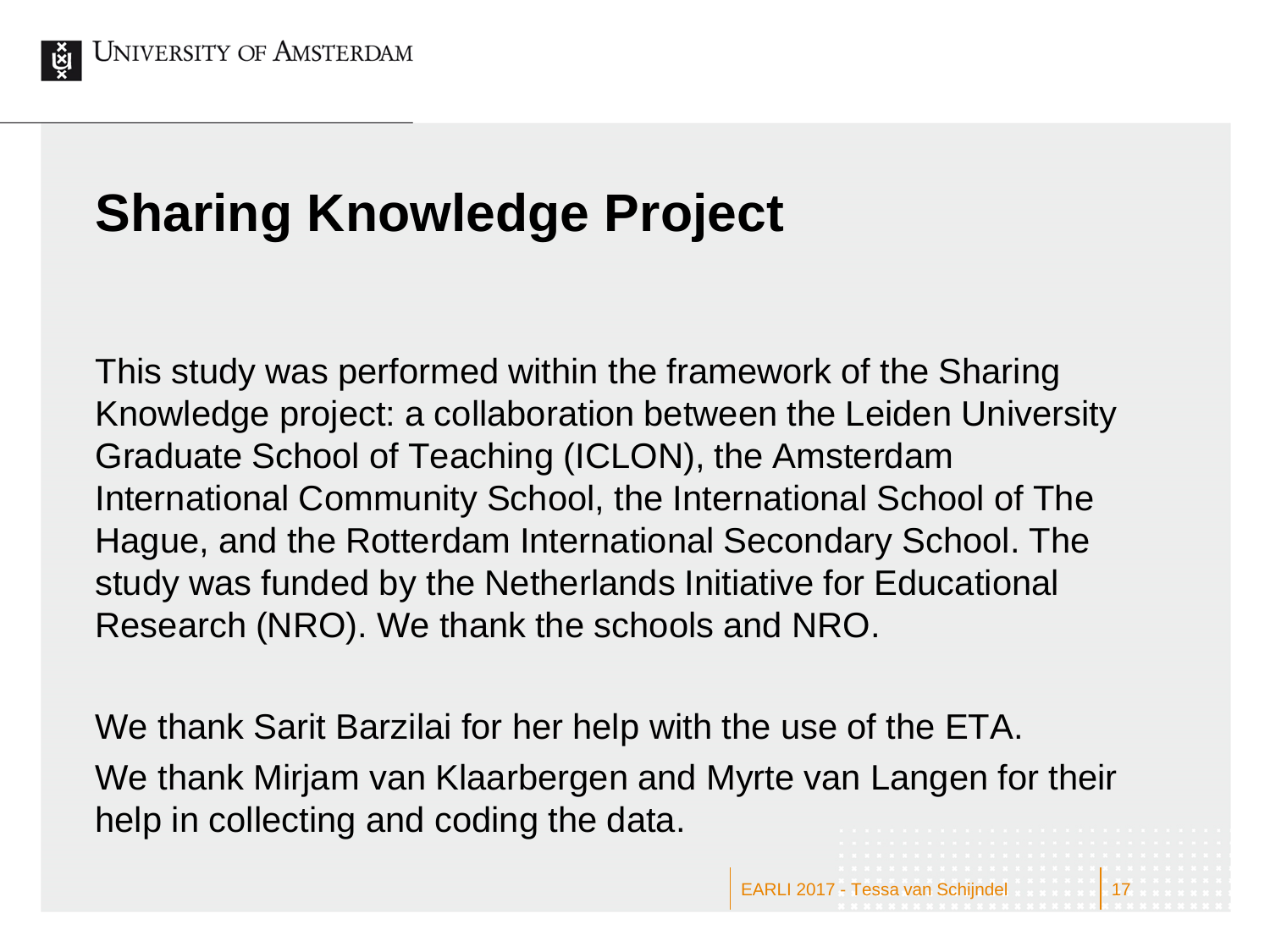# Sharing Knowledge Project

This study was performed within the framework of the Sharing Knowledge project: a collaboration between the Leiden University Graduate School of Teaching (ICLON), the Amsterdam International Community School, the International School of The Hague, and the Rotterdam International Secondary School. The study was funded by the Netherlands Initiative for Educational Research (NRO). We thank the schools and NRO.

We thank Sarit Barzilai for her help with the use of the ETA.

We thank Mirjam van Klaarbergen and Myrte van Langen for their help in collecting and coding the data.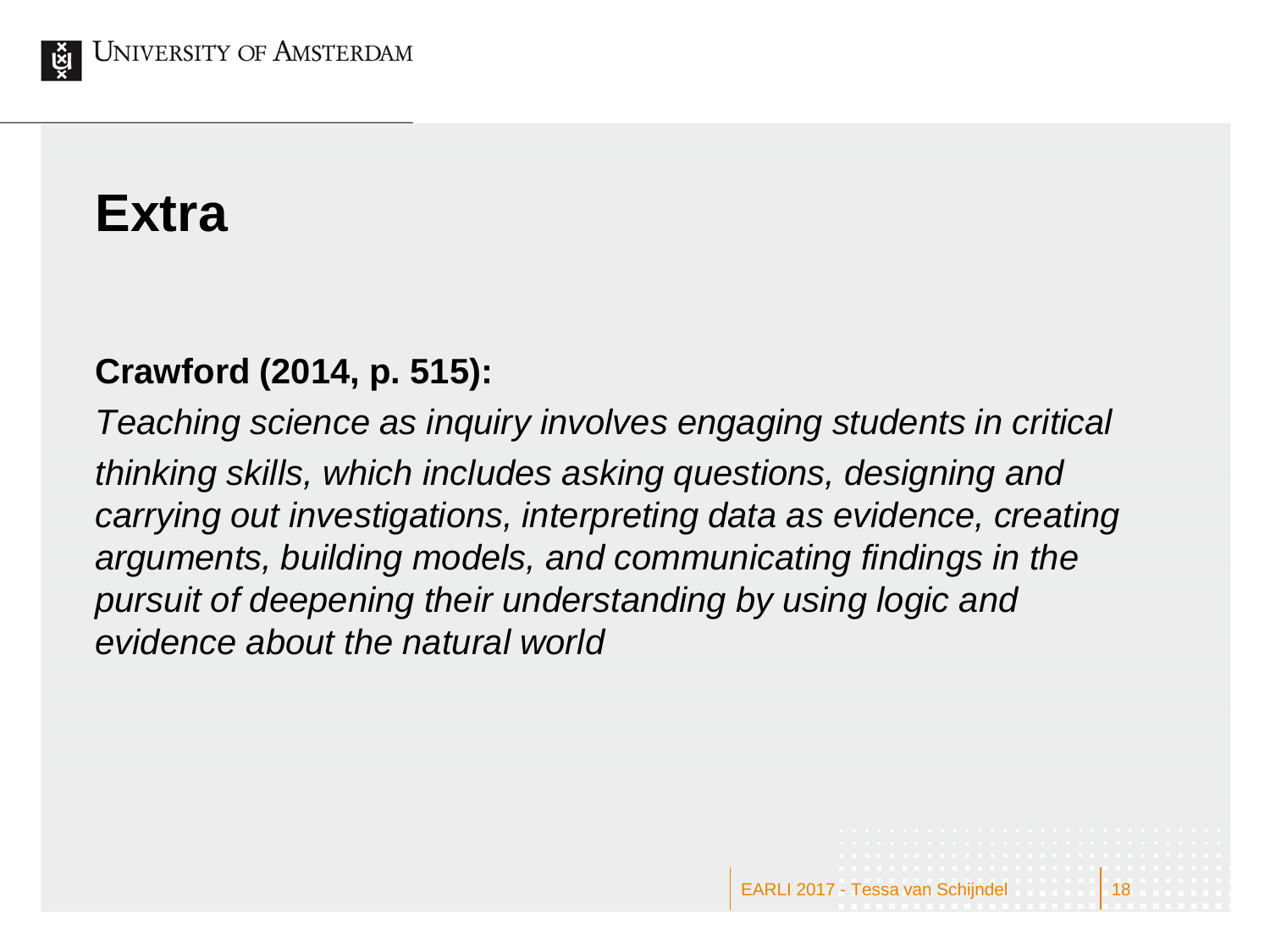# Extra

**Crawford (2014, p. 515):**

*Teaching science as inquiry involves engaging students in critical thinking skills, which includes asking questions, designing and carrying out investigations, interpreting data as evidence, creating arguments, building models, and communicating findings in the pursuit of deepening their understanding by using logic and evidence about the natural world*